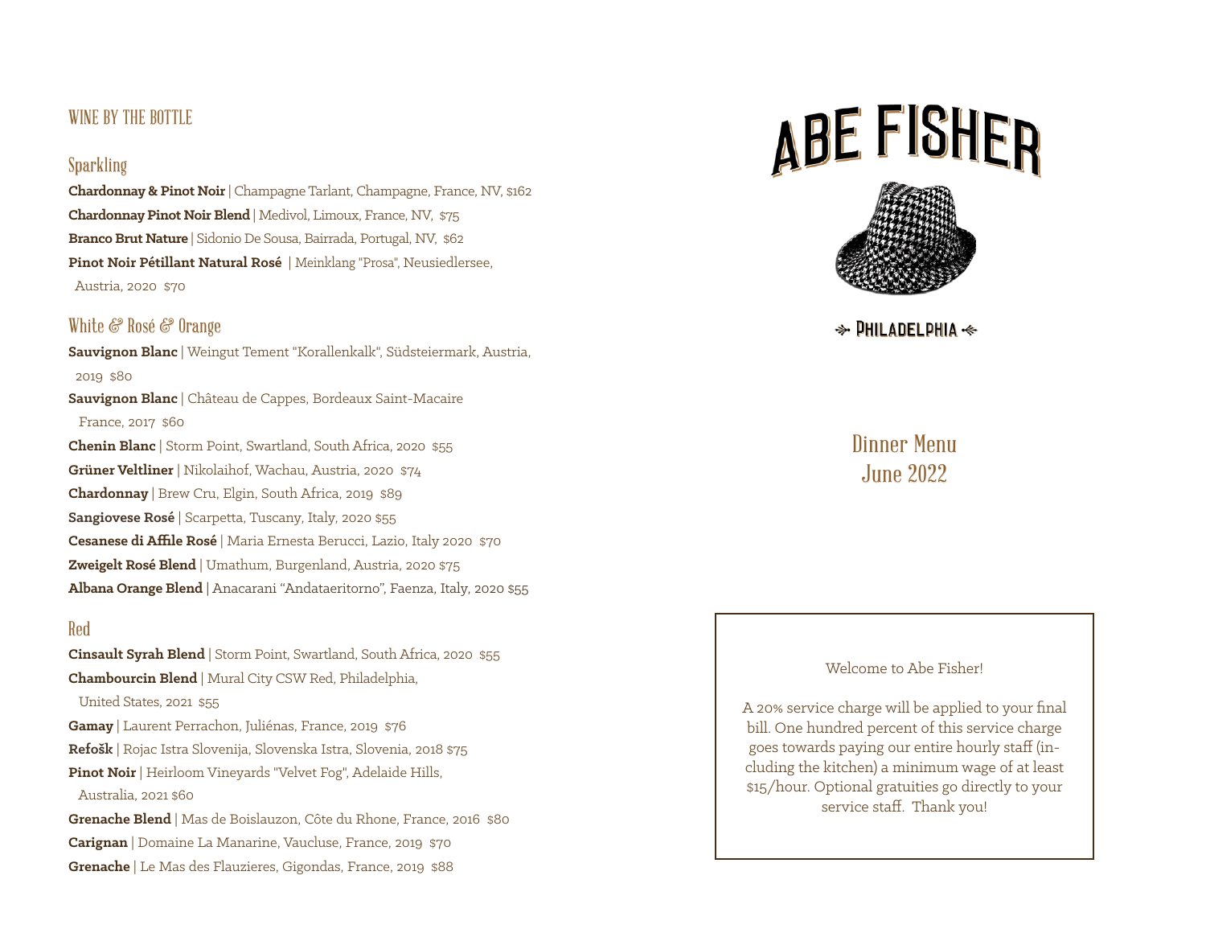## WINE BY THE BOTTLE

### Sparkling

**Chardonnay & Pinot Noir** | Champagne Tarlant, Champagne, France, NV, $162

**Chardonnay Pinot Noir Blend** | Medivol, Limoux, France, NV, $75

**Branco Brut Nature** | Sidonio De Sousa, Bairrada, Portugal, NV, $62

**Pinot Noir Pétillant Natural Rosé** | Meinklang "Prosa", Neusiedlersee, Austria, 2020 $70

### White & Rosé & Orange

**Sauvignon Blanc** | Weingut Tement "Korallenkalk", Südsteiermark, Austria, 2019 $80

**Sauvignon Blanc** | Château de Cappes, Bordeaux Saint-Macaire France, 2017 $60

**Chenin Blanc** | Storm Point, Swartland, South Africa, 2020 $55

**Grüner Veltliner** | Nikolaihof, Wachau, Austria, 2020 $74

**Chardonnay** | Brew Cru, Elgin, South Africa, 2019 $89

**Sangiovese Rosé** | Scarpetta, Tuscany, Italy, 2020 $55

**Cesanese di Affile Rosé** | Maria Ernesta Berucci, Lazio, Italy 2020 $70

**Zweigelt Rosé Blend** | Umathum, Burgenland, Austria, 2020 $75

**Albana Orange Blend** | Anacarani "Andataeritorno", Faenza, Italy, 2020 $55

### Red

**Cinsault Syrah Blend** | Storm Point, Swartland, South Africa, 2020 $55

**Chambourcin Blend** | Mural City CSW Red, Philadelphia, United States, 2021 $55

**Gamay** | Laurent Perrachon, Juliénas, France, 2019 $76

**Refošk** | Rojac Istra Slovenija, Slovenska Istra, Slovenia, 2018 $75

**Pinot Noir** | Heirloom Vineyards "Velvet Fog", Adelaide Hills, Australia, 2021 $60

**Grenache Blend** | Mas de Boislauzon, Côte du Rhone, France, 2016 $80

**Carignan** | Domaine La Manarine, Vaucluse, France, 2019 $70

**Grenache** | Le Mas des Flauzieres, Gigondas, France, 2019 $88

# ABE FISHER

PHILADELPHIA

## Dinner Menu
## June 2022

Welcome to Abe Fisher!

A 20% service charge will be applied to your final bill. One hundred percent of this service charge goes towards paying our entire hourly staff (including the kitchen) a minimum wage of at least $15/hour. Optional gratuities go directly to your service staff. Thank you!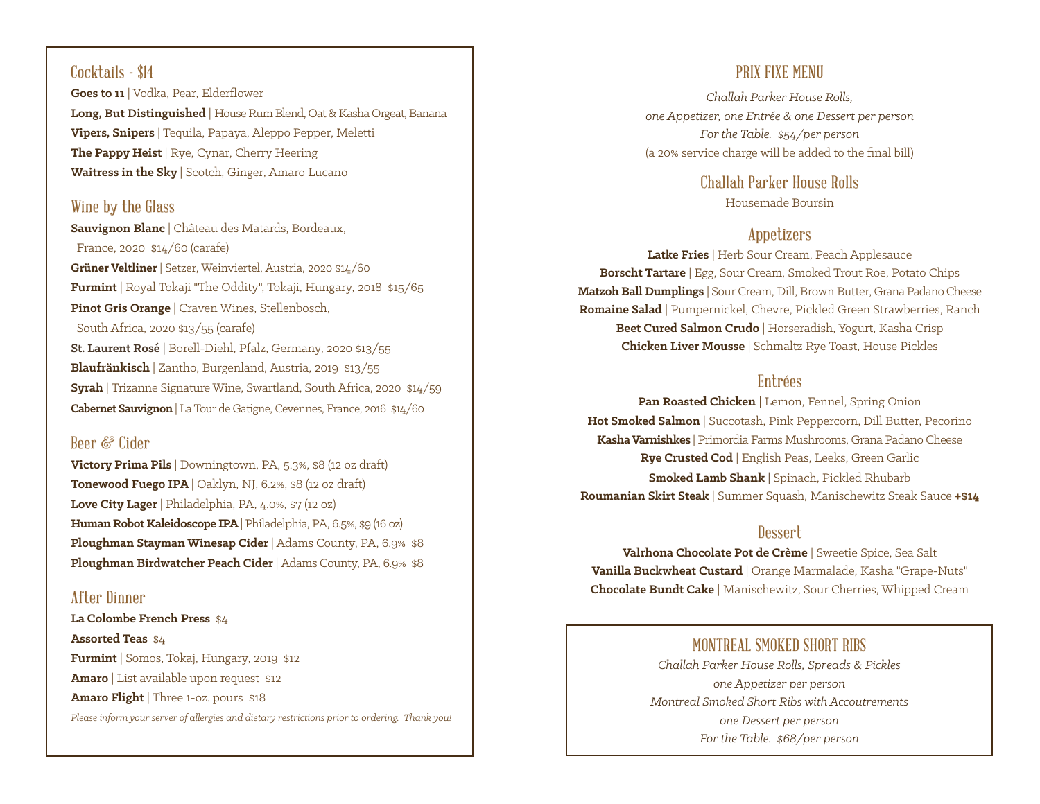## Cocktails - $14

**Goes to 11** | Vodka, Pear, Elderflower

**Long, But Distinguished** | House Rum Blend, Oat & Kasha Orgeat, Banana

**Vipers, Snipers** | Tequila, Papaya, Aleppo Pepper, Meletti

**The Pappy Heist** | Rye, Cynar, Cherry Heering

**Waitress in the Sky** | Scotch, Ginger, Amaro Lucano

## Wine by the Glass

**Sauvignon Blanc** | Château des Matards, Bordeaux, France, 2020 $14/60 (carafe)

**Grüner Veltliner** | Setzer, Weinviertel, Austria, 2020 $14/60

**Furmint** | Royal Tokaji "The Oddity", Tokaji, Hungary, 2018 $15/65

**Pinot Gris Orange** | Craven Wines, Stellenbosch, South Africa, 2020 $13/55 (carafe)

**St. Laurent Rosé** | Borell-Diehl, Pfalz, Germany, 2020 $13/55

**Blaufränkisch** | Zantho, Burgenland, Austria, 2019 $13/55

**Syrah** | Trizanne Signature Wine, Swartland, South Africa, 2020 $14/59

**Cabernet Sauvignon** | La Tour de Gatigne, Cevennes, France, 2016 $14/60

## Beer & Cider

**Victory Prima Pils** | Downingtown, PA, 5.3%, $8 (12 oz draft)

**Tonewood Fuego IPA** | Oaklyn, NJ, 6.2%, $8 (12 oz draft)

**Love City Lager** | Philadelphia, PA, 4.0%, $7 (12 oz)

**Human Robot Kaleidoscope IPA** | Philadelphia, PA, 6.5%, $9 (16 oz)

**Ploughman Stayman Winesap Cider** | Adams County, PA, 6.9% $8

**Ploughman Birdwatcher Peach Cider** | Adams County, PA, 6.9% $8

## After Dinner

**La Colombe French Press** $4

**Assorted Teas** $4

**Furmint** | Somos, Tokaj, Hungary, 2019 $12

**Amaro** | List available upon request $12

**Amaro Flight** | Three 1-oz. pours $18

*Please inform your server of allergies and dietary restrictions prior to ordering. Thank you!*

## PRIX FIXE MENU

*Challah Parker House Rolls,*
*one Appetizer, one Entrée & one Dessert per person*
*For the Table. $54/per person*
(a 20% service charge will be added to the final bill)

### Challah Parker House Rolls

Housemade Boursin

### Appetizers

**Latke Fries** | Herb Sour Cream, Peach Applesauce

**Borscht Tartare** | Egg, Sour Cream, Smoked Trout Roe, Potato Chips

**Matzoh Ball Dumplings** | Sour Cream, Dill, Brown Butter, Grana Padano Cheese

**Romaine Salad** | Pumpernickel, Chevre, Pickled Green Strawberries, Ranch

**Beet Cured Salmon Crudo** | Horseradish, Yogurt, Kasha Crisp

**Chicken Liver Mousse** | Schmaltz Rye Toast, House Pickles

### Entrées

**Pan Roasted Chicken** | Lemon, Fennel, Spring Onion

**Hot Smoked Salmon** | Succotash, Pink Peppercorn, Dill Butter, Pecorino

**Kasha Varnishkes** | Primordia Farms Mushrooms, Grana Padano Cheese

**Rye Crusted Cod** | English Peas, Leeks, Green Garlic

**Smoked Lamb Shank** | Spinach, Pickled Rhubarb

**Roumanian Skirt Steak** | Summer Squash, Manischewitz Steak Sauce **+$14**

### Dessert

**Valrhona Chocolate Pot de Crème** | Sweetie Spice, Sea Salt

**Vanilla Buckwheat Custard** | Orange Marmalade, Kasha "Grape-Nuts"

**Chocolate Bundt Cake** | Manischewitz, Sour Cherries, Whipped Cream

## MONTREAL SMOKED SHORT RIBS

*Challah Parker House Rolls, Spreads & Pickles*
*one Appetizer per person*
*Montreal Smoked Short Ribs with Accoutrements*
*one Dessert per person*
*For the Table. $68/per person*